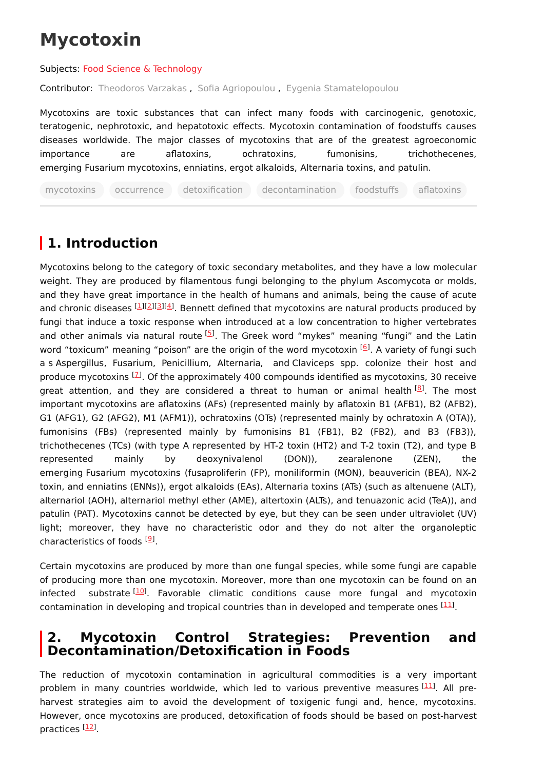# Mycotoxin

Subjects: Food Science & Technology

Contributor: Theodoros Varzakas , Sofia Agriopoulou , Eygenia Stamatelopoulou

Mycotoxins are toxic substances that can infect many foods with carcinogenic, genotoxic, teratogenic, nephrotoxic, and hepatotoxic effects. Mycotoxin contamination of foodstuffs causes diseases worldwide. The major classes of mycotoxins that are of the greatest agroeconomic importance are aflatoxins, ochratoxins, fumonisins, trichothecenes, emerging Fusarium mycotoxins, enniatins, ergot alkaloids, Alternaria toxins, and patulin.

mycotoxins occurrence detoxification decontamination foodstuffs aflatoxins

## 1. Introduction

Mycotoxins belong to the category of toxic secondary metabolites, and they have a low molecular weight. They are produced by filamentous fungi belonging to the phylum Ascomycota or molds, and they have great importance in the health of humans and animals, being the cause of acute and chronic diseases [1][2][3][4]. Bennett defined that mycotoxins are natural products produced by fungi that induce a toxic response when introduced at a low concentration to higher vertebrates and other animals via natural route [5]. The Greek word "mykes" meaning "fungi" and the Latin word "toxicum" meaning "poison" are the origin of the word mycotoxin [6]. A variety of fungi such a s Aspergillus, Fusarium, Penicillium, Alternaria, and Claviceps spp. colonize their host and produce mycotoxins [7]. Of the approximately 400 compounds identified as mycotoxins, 30 receive great attention, and they are considered a threat to human or animal health [8]. The most important mycotoxins are aflatoxins (AFs) (represented mainly by aflatoxin B1 (AFB1), B2 (AFB2), G1 (AFG1), G2 (AFG2), M1 (AFM1)), ochratoxins (OTs) (represented mainly by ochratoxin A (OTA)), fumonisins (FBs) (represented mainly by fumonisins B1 (FB1), B2 (FB2), and B3 (FB3)), trichothecenes (TCs) (with type A represented by HT-2 toxin (HT2) and T-2 toxin (T2), and type B represented mainly by deoxynivalenol (DON)), zearalenone (ZEN), the emerging Fusarium mycotoxins (fusaproliferin (FP), moniliformin (MON), beauvericin (BEA), NX-2 toxin, and enniatins (ENNs)), ergot alkaloids (EAs), Alternaria toxins (ATs) (such as altenuene (ALT), alternariol (AOH), alternariol methyl ether (AME), altertoxin (ALTs), and tenuazonic acid (TeA)), and patulin (PAT). Mycotoxins cannot be detected by eye, but they can be seen under ultraviolet (UV) light; moreover, they have no characteristic odor and they do not alter the organoleptic characteristics of foods [9].

Certain mycotoxins are produced by more than one fungal species, while some fungi are capable of producing more than one mycotoxin. Moreover, more than one mycotoxin can be found on an infected substrate [10]. Favorable climatic conditions cause more fungal and mycotoxin contamination in developing and tropical countries than in developed and temperate ones [11].

## 2. Mycotoxin Control Strategies: Prevention and Decontamination/Detoxification in Foods

The reduction of mycotoxin contamination in agricultural commodities is a very important problem in many countries worldwide, which led to various preventive measures [11]. All pre-harvest strategies aim to avoid the development of toxigenic fungi and, hence, mycotoxins. However, once mycotoxins are produced, detoxification of foods should be based on post-harvest practices [12].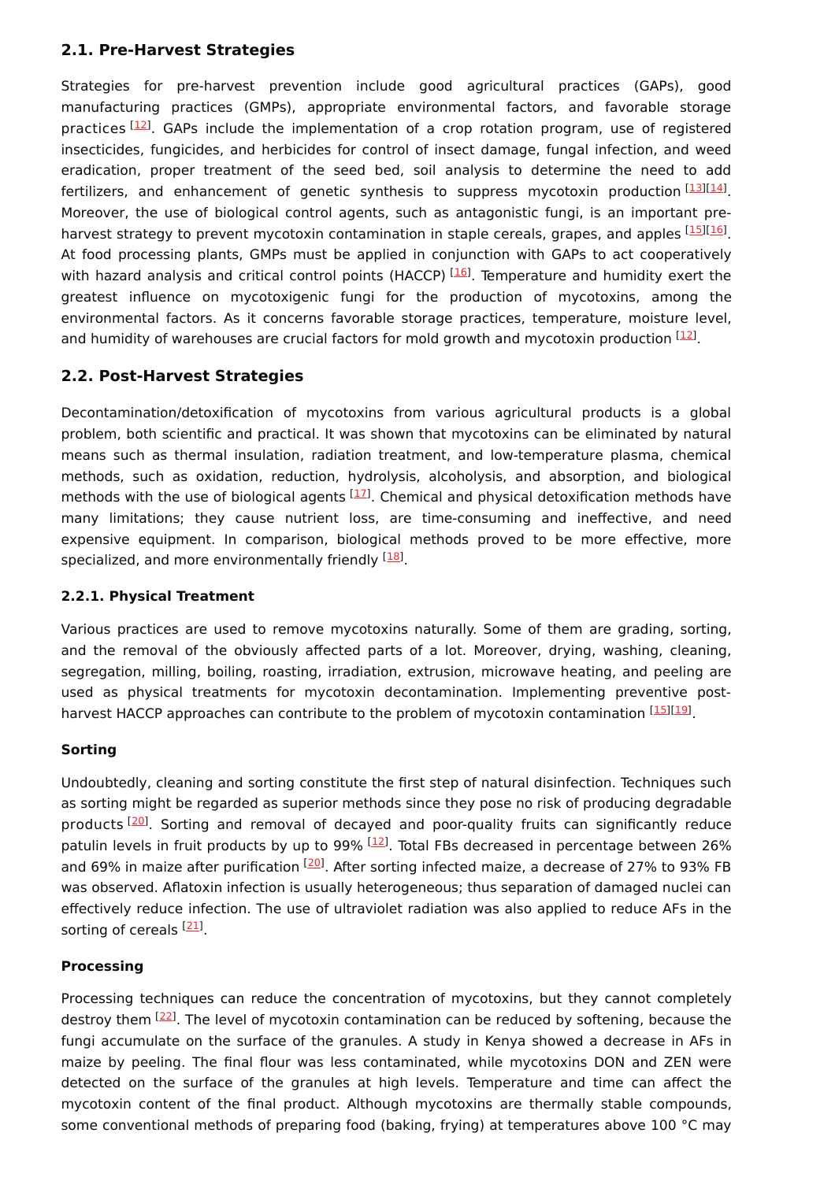## 2.1. Pre-Harvest Strategies

Strategies for pre-harvest prevention include good agricultural practices (GAPs), good manufacturing practices (GMPs), appropriate environmental factors, and favorable storage practices [12]. GAPs include the implementation of a crop rotation program, use of registered insecticides, fungicides, and herbicides for control of insect damage, fungal infection, and weed eradication, proper treatment of the seed bed, soil analysis to determine the need to add fertilizers, and enhancement of genetic synthesis to suppress mycotoxin production [13][14]. Moreover, the use of biological control agents, such as antagonistic fungi, is an important pre-harvest strategy to prevent mycotoxin contamination in staple cereals, grapes, and apples [15][16]. At food processing plants, GMPs must be applied in conjunction with GAPs to act cooperatively with hazard analysis and critical control points (HACCP) [16]. Temperature and humidity exert the greatest influence on mycotoxigenic fungi for the production of mycotoxins, among the environmental factors. As it concerns favorable storage practices, temperature, moisture level, and humidity of warehouses are crucial factors for mold growth and mycotoxin production [12].

## 2.2. Post-Harvest Strategies

Decontamination/detoxification of mycotoxins from various agricultural products is a global problem, both scientific and practical. It was shown that mycotoxins can be eliminated by natural means such as thermal insulation, radiation treatment, and low-temperature plasma, chemical methods, such as oxidation, reduction, hydrolysis, alcoholysis, and absorption, and biological methods with the use of biological agents [17]. Chemical and physical detoxification methods have many limitations; they cause nutrient loss, are time-consuming and ineffective, and need expensive equipment. In comparison, biological methods proved to be more effective, more specialized, and more environmentally friendly [18].

### 2.2.1. Physical Treatment

Various practices are used to remove mycotoxins naturally. Some of them are grading, sorting, and the removal of the obviously affected parts of a lot. Moreover, drying, washing, cleaning, segregation, milling, boiling, roasting, irradiation, extrusion, microwave heating, and peeling are used as physical treatments for mycotoxin decontamination. Implementing preventive post-harvest HACCP approaches can contribute to the problem of mycotoxin contamination [15][19].

**Sorting**

Undoubtedly, cleaning and sorting constitute the first step of natural disinfection. Techniques such as sorting might be regarded as superior methods since they pose no risk of producing degradable products [20]. Sorting and removal of decayed and poor-quality fruits can significantly reduce patulin levels in fruit products by up to 99% [12]. Total FBs decreased in percentage between 26% and 69% in maize after purification [20]. After sorting infected maize, a decrease of 27% to 93% FB was observed. Aflatoxin infection is usually heterogeneous; thus separation of damaged nuclei can effectively reduce infection. The use of ultraviolet radiation was also applied to reduce AFs in the sorting of cereals [21].

**Processing**

Processing techniques can reduce the concentration of mycotoxins, but they cannot completely destroy them [22]. The level of mycotoxin contamination can be reduced by softening, because the fungi accumulate on the surface of the granules. A study in Kenya showed a decrease in AFs in maize by peeling. The final flour was less contaminated, while mycotoxins DON and ZEN were detected on the surface of the granules at high levels. Temperature and time can affect the mycotoxin content of the final product. Although mycotoxins are thermally stable compounds, some conventional methods of preparing food (baking, frying) at temperatures above 100 °C may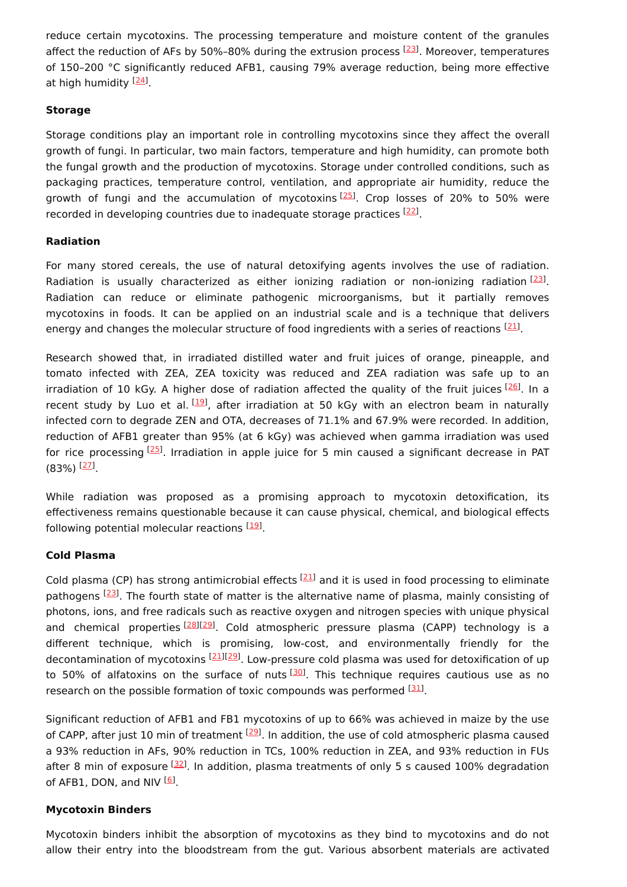reduce certain mycotoxins. The processing temperature and moisture content of the granules affect the reduction of AFs by 50%–80% during the extrusion process [23]. Moreover, temperatures of 150–200 °C significantly reduced AFB1, causing 79% average reduction, being more effective at high humidity [24].

**Storage**

Storage conditions play an important role in controlling mycotoxins since they affect the overall growth of fungi. In particular, two main factors, temperature and high humidity, can promote both the fungal growth and the production of mycotoxins. Storage under controlled conditions, such as packaging practices, temperature control, ventilation, and appropriate air humidity, reduce the growth of fungi and the accumulation of mycotoxins [25]. Crop losses of 20% to 50% were recorded in developing countries due to inadequate storage practices [22].

**Radiation**

For many stored cereals, the use of natural detoxifying agents involves the use of radiation. Radiation is usually characterized as either ionizing radiation or non-ionizing radiation [23]. Radiation can reduce or eliminate pathogenic microorganisms, but it partially removes mycotoxins in foods. It can be applied on an industrial scale and is a technique that delivers energy and changes the molecular structure of food ingredients with a series of reactions [21].

Research showed that, in irradiated distilled water and fruit juices of orange, pineapple, and tomato infected with ZEA, ZEA toxicity was reduced and ZEA radiation was safe up to an irradiation of 10 kGy. A higher dose of radiation affected the quality of the fruit juices [26]. In a recent study by Luo et al. [19], after irradiation at 50 kGy with an electron beam in naturally infected corn to degrade ZEN and OTA, decreases of 71.1% and 67.9% were recorded. In addition, reduction of AFB1 greater than 95% (at 6 kGy) was achieved when gamma irradiation was used for rice processing [25]. Irradiation in apple juice for 5 min caused a significant decrease in PAT (83%) [27].

While radiation was proposed as a promising approach to mycotoxin detoxification, its effectiveness remains questionable because it can cause physical, chemical, and biological effects following potential molecular reactions [19].

**Cold Plasma**

Cold plasma (CP) has strong antimicrobial effects [21] and it is used in food processing to eliminate pathogens [23]. The fourth state of matter is the alternative name of plasma, mainly consisting of photons, ions, and free radicals such as reactive oxygen and nitrogen species with unique physical and chemical properties [28][29]. Cold atmospheric pressure plasma (CAPP) technology is a different technique, which is promising, low-cost, and environmentally friendly for the decontamination of mycotoxins [21][29]. Low-pressure cold plasma was used for detoxification of up to 50% of alfatoxins on the surface of nuts [30]. This technique requires cautious use as no research on the possible formation of toxic compounds was performed [31].

Significant reduction of AFB1 and FB1 mycotoxins of up to 66% was achieved in maize by the use of CAPP, after just 10 min of treatment [29]. In addition, the use of cold atmospheric plasma caused a 93% reduction in AFs, 90% reduction in TCs, 100% reduction in ZEA, and 93% reduction in FUs after 8 min of exposure [32]. In addition, plasma treatments of only 5 s caused 100% degradation of AFB1, DON, and NIV [6].

**Mycotoxin Binders**

Mycotoxin binders inhibit the absorption of mycotoxins as they bind to mycotoxins and do not allow their entry into the bloodstream from the gut. Various absorbent materials are activated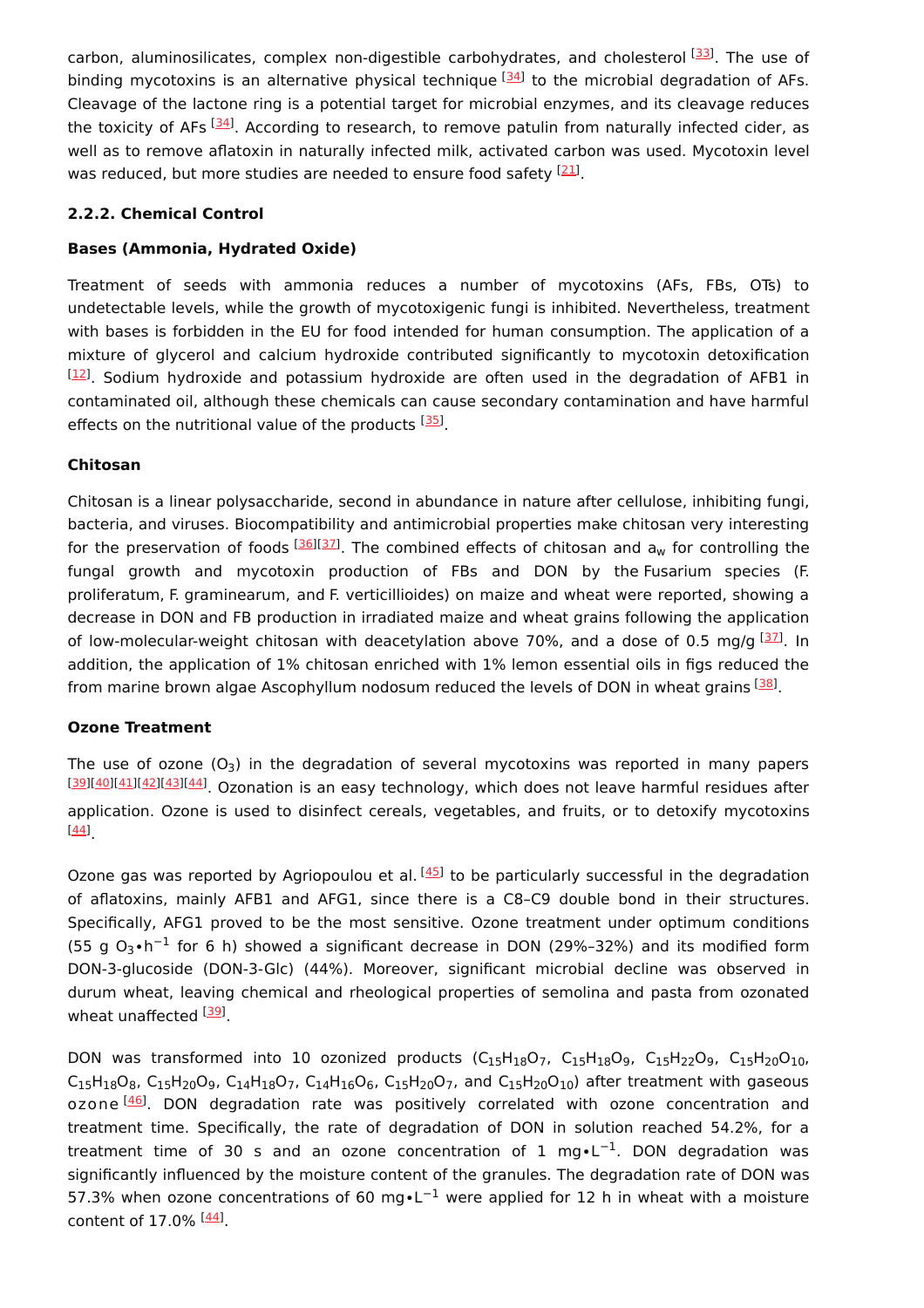carbon, aluminosilicates, complex non-digestible carbohydrates, and cholesterol [33]. The use of binding mycotoxins is an alternative physical technique [34] to the microbial degradation of AFs. Cleavage of the lactone ring is a potential target for microbial enzymes, and its cleavage reduces the toxicity of AFs [34]. According to research, to remove patulin from naturally infected cider, as well as to remove aflatoxin in naturally infected milk, activated carbon was used. Mycotoxin level was reduced, but more studies are needed to ensure food safety [21].

#### 2.2.2. Chemical Control

**Bases (Ammonia, Hydrated Oxide)**

Treatment of seeds with ammonia reduces a number of mycotoxins (AFs, FBs, OTs) to undetectable levels, while the growth of mycotoxigenic fungi is inhibited. Nevertheless, treatment with bases is forbidden in the EU for food intended for human consumption. The application of a mixture of glycerol and calcium hydroxide contributed significantly to mycotoxin detoxification [12]. Sodium hydroxide and potassium hydroxide are often used in the degradation of AFB1 in contaminated oil, although these chemicals can cause secondary contamination and have harmful effects on the nutritional value of the products [35].

**Chitosan**

Chitosan is a linear polysaccharide, second in abundance in nature after cellulose, inhibiting fungi, bacteria, and viruses. Biocompatibility and antimicrobial properties make chitosan very interesting for the preservation of foods [36][37]. The combined effects of chitosan and $a_w$ for controlling the fungal growth and mycotoxin production of FBs and DON by the *Fusarium* species (*F. proliferatum*, *F. graminearum*, and *F. verticillioides*) on maize and wheat were reported, showing a decrease in DON and FB production in irradiated maize and wheat grains following the application of low-molecular-weight chitosan with deacetylation above 70%, and a dose of 0.5 mg/g [37]. In addition, the application of 1% chitosan enriched with 1% lemon essential oils in figs reduced the from marine brown algae *Ascophyllum nodosum* reduced the levels of DON in wheat grains [38].

**Ozone Treatment**

The use of ozone ($O_3$) in the degradation of several mycotoxins was reported in many papers [39][40][41][42][43][44]. Ozonation is an easy technology, which does not leave harmful residues after application. Ozone is used to disinfect cereals, vegetables, and fruits, or to detoxify mycotoxins [44].

Ozone gas was reported by Agriopoulou et al. [45] to be particularly successful in the degradation of aflatoxins, mainly AFB1 and AFG1, since there is a C8–C9 double bond in their structures. Specifically, AFG1 proved to be the most sensitive. Ozone treatment under optimum conditions (55 g $O_3 \bullet h^{-1}$ for 6 h) showed a significant decrease in DON (29%–32%) and its modified form DON-3-glucoside (DON-3-Glc) (44%). Moreover, significant microbial decline was observed in durum wheat, leaving chemical and rheological properties of semolina and pasta from ozonated wheat unaffected [39].

DON was transformed into 10 ozonized products ($C_{15}H_{18}O_7$, $C_{15}H_{18}O_9$, $C_{15}H_{22}O_9$, $C_{15}H_{20}O_{10}$, $C_{15}H_{18}O_8$, $C_{15}H_{20}O_9$, $C_{14}H_{18}O_7$, $C_{14}H_{16}O_6$, $C_{15}H_{20}O_7$, and $C_{15}H_{20}O_{10}$) after treatment with gaseous ozone [46]. DON degradation rate was positively correlated with ozone concentration and treatment time. Specifically, the rate of degradation of DON in solution reached 54.2%, for a treatment time of 30 s and an ozone concentration of 1 $mg \bullet L^{-1}$. DON degradation was significantly influenced by the moisture content of the granules. The degradation rate of DON was 57.3% when ozone concentrations of 60 $mg \bullet L^{-1}$ were applied for 12 h in wheat with a moisture content of 17.0% [44].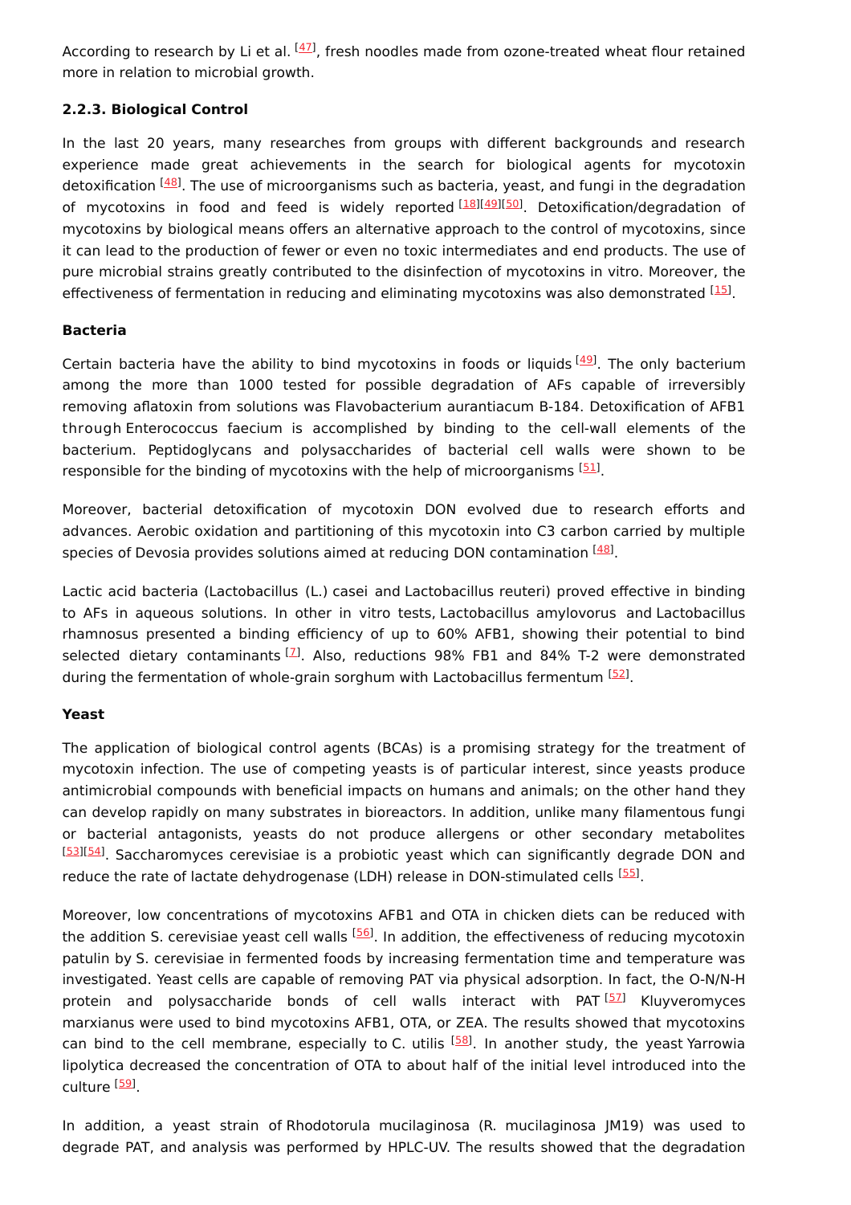According to research by Li et al. [47], fresh noodles made from ozone-treated wheat flour retained more in relation to microbial growth.

### 2.2.3. Biological Control

In the last 20 years, many researches from groups with different backgrounds and research experience made great achievements in the search for biological agents for mycotoxin detoxification [48]. The use of microorganisms such as bacteria, yeast, and fungi in the degradation of mycotoxins in food and feed is widely reported [18][49][50]. Detoxification/degradation of mycotoxins by biological means offers an alternative approach to the control of mycotoxins, since it can lead to the production of fewer or even no toxic intermediates and end products. The use of pure microbial strains greatly contributed to the disinfection of mycotoxins in vitro. Moreover, the effectiveness of fermentation in reducing and eliminating mycotoxins was also demonstrated [15].

**Bacteria**

Certain bacteria have the ability to bind mycotoxins in foods or liquids [49]. The only bacterium among the more than 1000 tested for possible degradation of AFs capable of irreversibly removing aflatoxin from solutions was Flavobacterium aurantiacum B-184. Detoxification of AFB1 through Enterococcus faecium is accomplished by binding to the cell-wall elements of the bacterium. Peptidoglycans and polysaccharides of bacterial cell walls were shown to be responsible for the binding of mycotoxins with the help of microorganisms [51].

Moreover, bacterial detoxification of mycotoxin DON evolved due to research efforts and advances. Aerobic oxidation and partitioning of this mycotoxin into C3 carbon carried by multiple species of Devosia provides solutions aimed at reducing DON contamination [48].

Lactic acid bacteria (Lactobacillus (L.) casei and Lactobacillus reuteri) proved effective in binding to AFs in aqueous solutions. In other in vitro tests, Lactobacillus amylovorus and Lactobacillus rhamnosus presented a binding efficiency of up to 60% AFB1, showing their potential to bind selected dietary contaminants [7]. Also, reductions 98% FB1 and 84% T-2 were demonstrated during the fermentation of whole-grain sorghum with Lactobacillus fermentum [52].

**Yeast**

The application of biological control agents (BCAs) is a promising strategy for the treatment of mycotoxin infection. The use of competing yeasts is of particular interest, since yeasts produce antimicrobial compounds with beneficial impacts on humans and animals; on the other hand they can develop rapidly on many substrates in bioreactors. In addition, unlike many filamentous fungi or bacterial antagonists, yeasts do not produce allergens or other secondary metabolites [53][54]. Saccharomyces cerevisiae is a probiotic yeast which can significantly degrade DON and reduce the rate of lactate dehydrogenase (LDH) release in DON-stimulated cells [55].

Moreover, low concentrations of mycotoxins AFB1 and OTA in chicken diets can be reduced with the addition S. cerevisiae yeast cell walls [56]. In addition, the effectiveness of reducing mycotoxin patulin by S. cerevisiae in fermented foods by increasing fermentation time and temperature was investigated. Yeast cells are capable of removing PAT via physical adsorption. In fact, the O-N/N-H protein and polysaccharide bonds of cell walls interact with PAT [57] Kluyveromyces marxianus were used to bind mycotoxins AFB1, OTA, or ZEA. The results showed that mycotoxins can bind to the cell membrane, especially to C. utilis [58]. In another study, the yeast Yarrowia lipolytica decreased the concentration of OTA to about half of the initial level introduced into the culture [59].

In addition, a yeast strain of Rhodotorula mucilaginosa (R. mucilaginosa JM19) was used to degrade PAT, and analysis was performed by HPLC-UV. The results showed that the degradation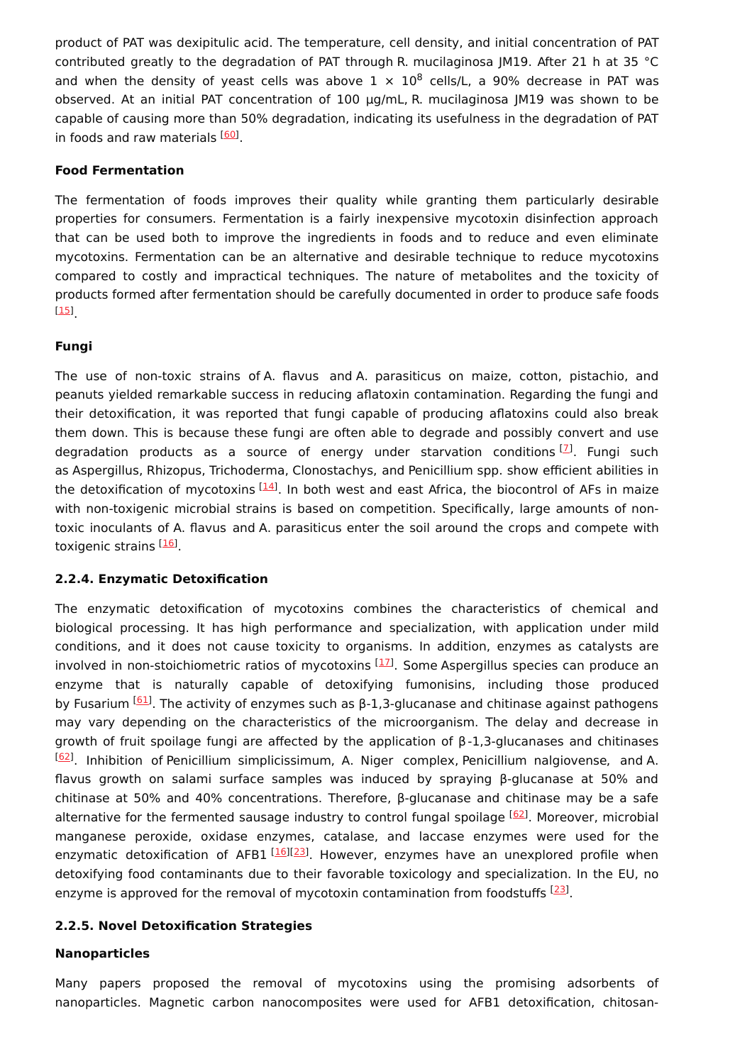product of PAT was dexipitulic acid. The temperature, cell density, and initial concentration of PAT contributed greatly to the degradation of PAT through R. mucilaginosa JM19. After 21 h at 35 °C and when the density of yeast cells was above $1 \times 10^8$ cells/L, a 90% decrease in PAT was observed. At an initial PAT concentration of 100 µg/mL, R. mucilaginosa JM19 was shown to be capable of causing more than 50% degradation, indicating its usefulness in the degradation of PAT in foods and raw materials [60].

**Food Fermentation**

The fermentation of foods improves their quality while granting them particularly desirable properties for consumers. Fermentation is a fairly inexpensive mycotoxin disinfection approach that can be used both to improve the ingredients in foods and to reduce and even eliminate mycotoxins. Fermentation can be an alternative and desirable technique to reduce mycotoxins compared to costly and impractical techniques. The nature of metabolites and the toxicity of products formed after fermentation should be carefully documented in order to produce safe foods [15].

**Fungi**

The use of non-toxic strains of A. flavus and A. parasiticus on maize, cotton, pistachio, and peanuts yielded remarkable success in reducing aflatoxin contamination. Regarding the fungi and their detoxification, it was reported that fungi capable of producing aflatoxins could also break them down. This is because these fungi are often able to degrade and possibly convert and use degradation products as a source of energy under starvation conditions [7]. Fungi such as Aspergillus, Rhizopus, Trichoderma, Clonostachys, and Penicillium spp. show efficient abilities in the detoxification of mycotoxins [14]. In both west and east Africa, the biocontrol of AFs in maize with non-toxigenic microbial strains is based on competition. Specifically, large amounts of non-toxic inoculants of A. flavus and A. parasiticus enter the soil around the crops and compete with toxigenic strains [16].

### 2.2.4. Enzymatic Detoxification

The enzymatic detoxification of mycotoxins combines the characteristics of chemical and biological processing. It has high performance and specialization, with application under mild conditions, and it does not cause toxicity to organisms. In addition, enzymes as catalysts are involved in non-stoichiometric ratios of mycotoxins [17]. Some Aspergillus species can produce an enzyme that is naturally capable of detoxifying fumonisins, including those produced by Fusarium [61]. The activity of enzymes such as β-1,3-glucanase and chitinase against pathogens may vary depending on the characteristics of the microorganism. The delay and decrease in growth of fruit spoilage fungi are affected by the application of β-1,3-glucanases and chitinases [62]. Inhibition of Penicillium simplicissimum, A. Niger complex, Penicillium nalgiovense, and A. flavus growth on salami surface samples was induced by spraying β-glucanase at 50% and chitinase at 50% and 40% concentrations. Therefore, β-glucanase and chitinase may be a safe alternative for the fermented sausage industry to control fungal spoilage [62]. Moreover, microbial manganese peroxide, oxidase enzymes, catalase, and laccase enzymes were used for the enzymatic detoxification of AFB1 [16][23]. However, enzymes have an unexplored profile when detoxifying food contaminants due to their favorable toxicology and specialization. In the EU, no enzyme is approved for the removal of mycotoxin contamination from foodstuffs [23].

### 2.2.5. Novel Detoxification Strategies

**Nanoparticles**

Many papers proposed the removal of mycotoxins using the promising adsorbents of nanoparticles. Magnetic carbon nanocomposites were used for AFB1 detoxification, chitosan-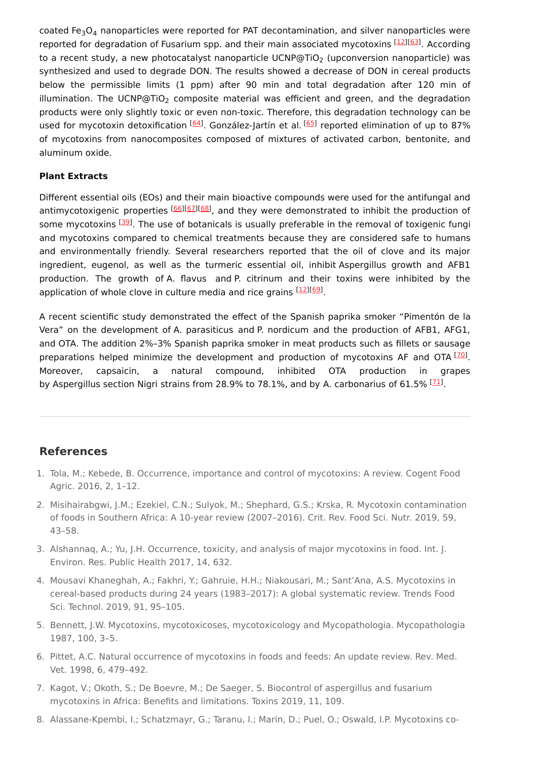coated $Fe_3O_4$ nanoparticles were reported for PAT decontamination, and silver nanoparticles were reported for degradation of Fusarium spp. and their main associated mycotoxins [12][63]. According to a recent study, a new photocatalyst nanoparticle UCNP@$TiO_2$ (upconversion nanoparticle) was synthesized and used to degrade DON. The results showed a decrease of DON in cereal products below the permissible limits (1 ppm) after 90 min and total degradation after 120 min of illumination. The UCNP@$TiO_2$ composite material was efficient and green, and the degradation products were only slightly toxic or even non-toxic. Therefore, this degradation technology can be used for mycotoxin detoxification [64]. González-Jartín et al. [65] reported elimination of up to 87% of mycotoxins from nanocomposites composed of mixtures of activated carbon, bentonite, and aluminum oxide.

**Plant Extracts**

Different essential oils (EOs) and their main bioactive compounds were used for the antifungal and antimycotoxigenic properties [66][67][68], and they were demonstrated to inhibit the production of some mycotoxins [39]. The use of botanicals is usually preferable in the removal of toxigenic fungi and mycotoxins compared to chemical treatments because they are considered safe to humans and environmentally friendly. Several researchers reported that the oil of clove and its major ingredient, eugenol, as well as the turmeric essential oil, inhibit Aspergillus growth and AFB1 production. The growth of A. flavus and P. citrinum and their toxins were inhibited by the application of whole clove in culture media and rice grains [12][69].

A recent scientific study demonstrated the effect of the Spanish paprika smoker "Pimentón de la Vera" on the development of A. parasiticus and P. nordicum and the production of AFB1, AFG1, and OTA. The addition 2%–3% Spanish paprika smoker in meat products such as fillets or sausage preparations helped minimize the development and production of mycotoxins AF and OTA [70]. Moreover, capsaicin, a natural compound, inhibited OTA production in grapes by Aspergillus section Nigri strains from 28.9% to 78.1%, and by A. carbonarius of 61.5% [71].

---

## References

1. Tola, M.; Kebede, B. Occurrence, importance and control of mycotoxins: A review. Cogent Food Agric. 2016, 2, 1–12.
2. Misihairabgwi, J.M.; Ezekiel, C.N.; Sulyok, M.; Shephard, G.S.; Krska, R. Mycotoxin contamination of foods in Southern Africa: A 10-year review (2007–2016). Crit. Rev. Food Sci. Nutr. 2019, 59, 43–58.
3. Alshannaq, A.; Yu, J.H. Occurrence, toxicity, and analysis of major mycotoxins in food. Int. J. Environ. Res. Public Health 2017, 14, 632.
4. Mousavi Khaneghah, A.; Fakhri, Y.; Gahruie, H.H.; Niakousari, M.; Sant'Ana, A.S. Mycotoxins in cereal-based products during 24 years (1983–2017): A global systematic review. Trends Food Sci. Technol. 2019, 91, 95–105.
5. Bennett, J.W. Mycotoxins, mycotoxicoses, mycotoxicology and Mycopathologia. Mycopathologia 1987, 100, 3–5.
6. Pittet, A.C. Natural occurrence of mycotoxins in foods and feeds: An update review. Rev. Med. Vet. 1998, 6, 479–492.
7. Kagot, V.; Okoth, S.; De Boevre, M.; De Saeger, S. Biocontrol of aspergillus and fusarium mycotoxins in Africa: Benefits and limitations. Toxins 2019, 11, 109.
8. Alassane-Kpembi, I.; Schatzmayr, G.; Taranu, I.; Marin, D.; Puel, O.; Oswald, I.P. Mycotoxins co-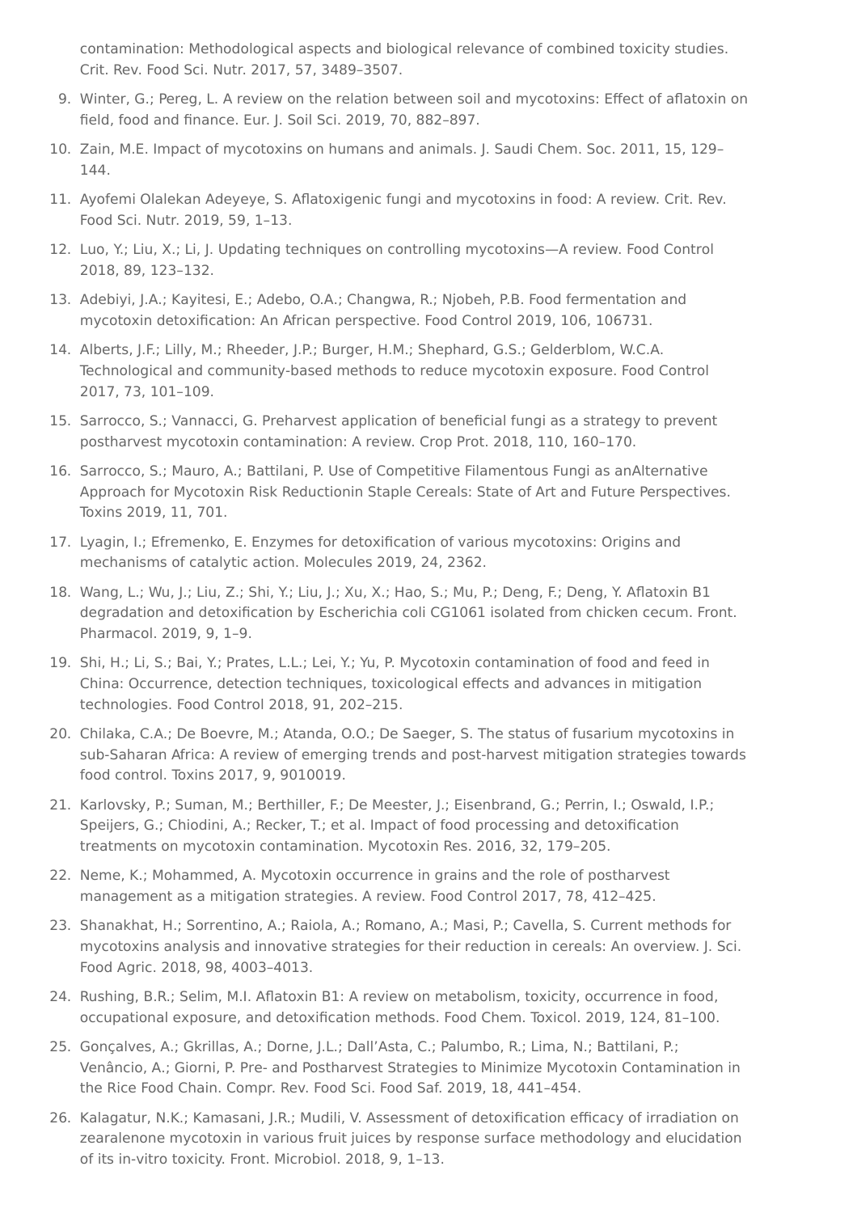contamination: Methodological aspects and biological relevance of combined toxicity studies. Crit. Rev. Food Sci. Nutr. 2017, 57, 3489–3507.

9. Winter, G.; Pereg, L. A review on the relation between soil and mycotoxins: Effect of aflatoxin on field, food and finance. Eur. J. Soil Sci. 2019, 70, 882–897.
10. Zain, M.E. Impact of mycotoxins on humans and animals. J. Saudi Chem. Soc. 2011, 15, 129–144.
11. Ayofemi Olalekan Adeyeye, S. Aflatoxigenic fungi and mycotoxins in food: A review. Crit. Rev. Food Sci. Nutr. 2019, 59, 1–13.
12. Luo, Y.; Liu, X.; Li, J. Updating techniques on controlling mycotoxins—A review. Food Control 2018, 89, 123–132.
13. Adebiyi, J.A.; Kayitesi, E.; Adebo, O.A.; Changwa, R.; Njobeh, P.B. Food fermentation and mycotoxin detoxification: An African perspective. Food Control 2019, 106, 106731.
14. Alberts, J.F.; Lilly, M.; Rheeder, J.P.; Burger, H.M.; Shephard, G.S.; Gelderblom, W.C.A. Technological and community-based methods to reduce mycotoxin exposure. Food Control 2017, 73, 101–109.
15. Sarrocco, S.; Vannacci, G. Preharvest application of beneficial fungi as a strategy to prevent postharvest mycotoxin contamination: A review. Crop Prot. 2018, 110, 160–170.
16. Sarrocco, S.; Mauro, A.; Battilani, P. Use of Competitive Filamentous Fungi as anAlternative Approach for Mycotoxin Risk Reductionin Staple Cereals: State of Art and Future Perspectives. Toxins 2019, 11, 701.
17. Lyagin, I.; Efremenko, E. Enzymes for detoxification of various mycotoxins: Origins and mechanisms of catalytic action. Molecules 2019, 24, 2362.
18. Wang, L.; Wu, J.; Liu, Z.; Shi, Y.; Liu, J.; Xu, X.; Hao, S.; Mu, P.; Deng, F.; Deng, Y. Aflatoxin B1 degradation and detoxification by Escherichia coli CG1061 isolated from chicken cecum. Front. Pharmacol. 2019, 9, 1–9.
19. Shi, H.; Li, S.; Bai, Y.; Prates, L.L.; Lei, Y.; Yu, P. Mycotoxin contamination of food and feed in China: Occurrence, detection techniques, toxicological effects and advances in mitigation technologies. Food Control 2018, 91, 202–215.
20. Chilaka, C.A.; De Boevre, M.; Atanda, O.O.; De Saeger, S. The status of fusarium mycotoxins in sub-Saharan Africa: A review of emerging trends and post-harvest mitigation strategies towards food control. Toxins 2017, 9, 9010019.
21. Karlovsky, P.; Suman, M.; Berthiller, F.; De Meester, J.; Eisenbrand, G.; Perrin, I.; Oswald, I.P.; Speijers, G.; Chiodini, A.; Recker, T.; et al. Impact of food processing and detoxification treatments on mycotoxin contamination. Mycotoxin Res. 2016, 32, 179–205.
22. Neme, K.; Mohammed, A. Mycotoxin occurrence in grains and the role of postharvest management as a mitigation strategies. A review. Food Control 2017, 78, 412–425.
23. Shanakhat, H.; Sorrentino, A.; Raiola, A.; Romano, A.; Masi, P.; Cavella, S. Current methods for mycotoxins analysis and innovative strategies for their reduction in cereals: An overview. J. Sci. Food Agric. 2018, 98, 4003–4013.
24. Rushing, B.R.; Selim, M.I. Aflatoxin B1: A review on metabolism, toxicity, occurrence in food, occupational exposure, and detoxification methods. Food Chem. Toxicol. 2019, 124, 81–100.
25. Gonçalves, A.; Gkrillas, A.; Dorne, J.L.; Dall'Asta, C.; Palumbo, R.; Lima, N.; Battilani, P.; Venâncio, A.; Giorni, P. Pre- and Postharvest Strategies to Minimize Mycotoxin Contamination in the Rice Food Chain. Compr. Rev. Food Sci. Food Saf. 2019, 18, 441–454.
26. Kalagatur, N.K.; Kamasani, J.R.; Mudili, V. Assessment of detoxification efficacy of irradiation on zearalenone mycotoxin in various fruit juices by response surface methodology and elucidation of its in-vitro toxicity. Front. Microbiol. 2018, 9, 1–13.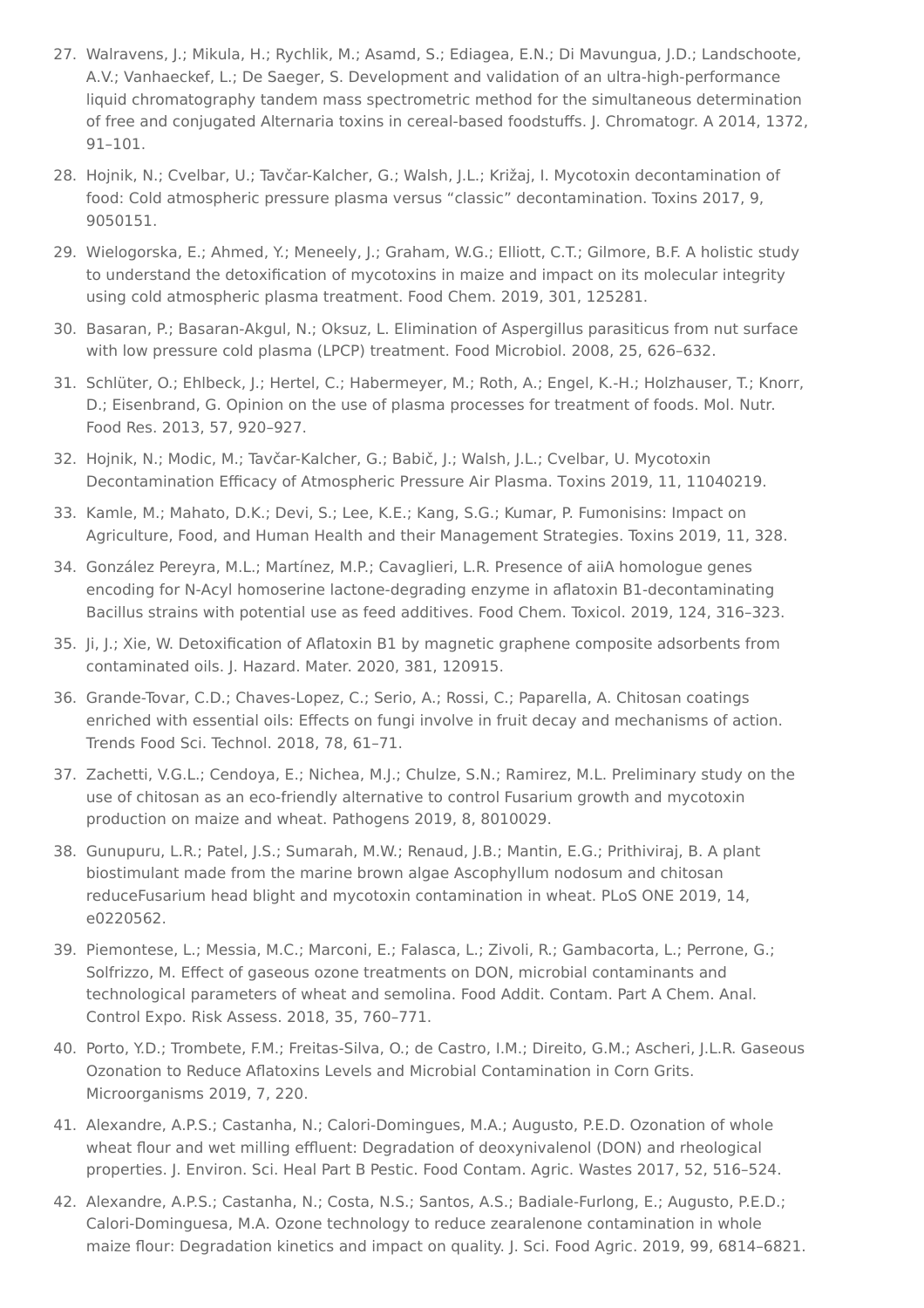27. Walravens, J.; Mikula, H.; Rychlik, M.; Asamd, S.; Ediagea, E.N.; Di Mavungua, J.D.; Landschoote, A.V.; Vanhaeckef, L.; De Saeger, S. Development and validation of an ultra-high-performance liquid chromatography tandem mass spectrometric method for the simultaneous determination of free and conjugated Alternaria toxins in cereal-based foodstuffs. J. Chromatogr. A 2014, 1372, 91–101.
28. Hojnik, N.; Cvelbar, U.; Tavčar-Kalcher, G.; Walsh, J.L.; Križaj, I. Mycotoxin decontamination of food: Cold atmospheric pressure plasma versus “classic” decontamination. Toxins 2017, 9, 9050151.
29. Wielogorska, E.; Ahmed, Y.; Meneely, J.; Graham, W.G.; Elliott, C.T.; Gilmore, B.F. A holistic study to understand the detoxification of mycotoxins in maize and impact on its molecular integrity using cold atmospheric plasma treatment. Food Chem. 2019, 301, 125281.
30. Basaran, P.; Basaran-Akgul, N.; Oksuz, L. Elimination of Aspergillus parasiticus from nut surface with low pressure cold plasma (LPCP) treatment. Food Microbiol. 2008, 25, 626–632.
31. Schlüter, O.; Ehlbeck, J.; Hertel, C.; Habermeyer, M.; Roth, A.; Engel, K.-H.; Holzhauser, T.; Knorr, D.; Eisenbrand, G. Opinion on the use of plasma processes for treatment of foods. Mol. Nutr. Food Res. 2013, 57, 920–927.
32. Hojnik, N.; Modic, M.; Tavčar-Kalcher, G.; Babič, J.; Walsh, J.L.; Cvelbar, U. Mycotoxin Decontamination Efficacy of Atmospheric Pressure Air Plasma. Toxins 2019, 11, 11040219.
33. Kamle, M.; Mahato, D.K.; Devi, S.; Lee, K.E.; Kang, S.G.; Kumar, P. Fumonisins: Impact on Agriculture, Food, and Human Health and their Management Strategies. Toxins 2019, 11, 328.
34. González Pereyra, M.L.; Martínez, M.P.; Cavaglieri, L.R. Presence of aiiA homologue genes encoding for N-Acyl homoserine lactone-degrading enzyme in aflatoxin B1-decontaminating Bacillus strains with potential use as feed additives. Food Chem. Toxicol. 2019, 124, 316–323.
35. Ji, J.; Xie, W. Detoxification of Aflatoxin B1 by magnetic graphene composite adsorbents from contaminated oils. J. Hazard. Mater. 2020, 381, 120915.
36. Grande-Tovar, C.D.; Chaves-Lopez, C.; Serio, A.; Rossi, C.; Paparella, A. Chitosan coatings enriched with essential oils: Effects on fungi involve in fruit decay and mechanisms of action. Trends Food Sci. Technol. 2018, 78, 61–71.
37. Zachetti, V.G.L.; Cendoya, E.; Nichea, M.J.; Chulze, S.N.; Ramirez, M.L. Preliminary study on the use of chitosan as an eco-friendly alternative to control Fusarium growth and mycotoxin production on maize and wheat. Pathogens 2019, 8, 8010029.
38. Gunupuru, L.R.; Patel, J.S.; Sumarah, M.W.; Renaud, J.B.; Mantin, E.G.; Prithiviraj, B. A plant biostimulant made from the marine brown algae Ascophyllum nodosum and chitosan reduceFusarium head blight and mycotoxin contamination in wheat. PLoS ONE 2019, 14, e0220562.
39. Piemontese, L.; Messia, M.C.; Marconi, E.; Falasca, L.; Zivoli, R.; Gambacorta, L.; Perrone, G.; Solfrizzo, M. Effect of gaseous ozone treatments on DON, microbial contaminants and technological parameters of wheat and semolina. Food Addit. Contam. Part A Chem. Anal. Control Expo. Risk Assess. 2018, 35, 760–771.
40. Porto, Y.D.; Trombete, F.M.; Freitas-Silva, O.; de Castro, I.M.; Direito, G.M.; Ascheri, J.L.R. Gaseous Ozonation to Reduce Aflatoxins Levels and Microbial Contamination in Corn Grits. Microorganisms 2019, 7, 220.
41. Alexandre, A.P.S.; Castanha, N.; Calori-Domingues, M.A.; Augusto, P.E.D. Ozonation of whole wheat flour and wet milling effluent: Degradation of deoxynivalenol (DON) and rheological properties. J. Environ. Sci. Heal Part B Pestic. Food Contam. Agric. Wastes 2017, 52, 516–524.
42. Alexandre, A.P.S.; Castanha, N.; Costa, N.S.; Santos, A.S.; Badiale-Furlong, E.; Augusto, P.E.D.; Calori-Dominguesa, M.A. Ozone technology to reduce zearalenone contamination in whole maize flour: Degradation kinetics and impact on quality. J. Sci. Food Agric. 2019, 99, 6814–6821.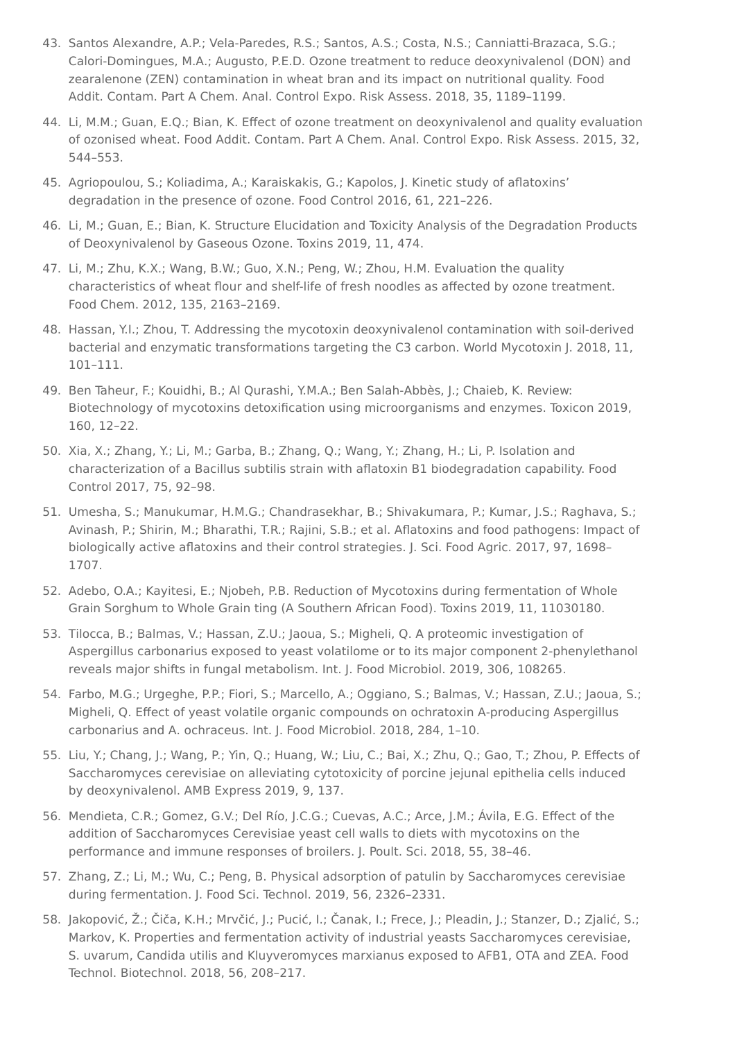43. Santos Alexandre, A.P.; Vela-Paredes, R.S.; Santos, A.S.; Costa, N.S.; Canniatti-Brazaca, S.G.; Calori-Domingues, M.A.; Augusto, P.E.D. Ozone treatment to reduce deoxynivalenol (DON) and zearalenone (ZEN) contamination in wheat bran and its impact on nutritional quality. Food Addit. Contam. Part A Chem. Anal. Control Expo. Risk Assess. 2018, 35, 1189–1199.
44. Li, M.M.; Guan, E.Q.; Bian, K. Effect of ozone treatment on deoxynivalenol and quality evaluation of ozonised wheat. Food Addit. Contam. Part A Chem. Anal. Control Expo. Risk Assess. 2015, 32, 544–553.
45. Agriopoulou, S.; Koliadima, A.; Karaiskakis, G.; Kapolos, J. Kinetic study of aflatoxins' degradation in the presence of ozone. Food Control 2016, 61, 221–226.
46. Li, M.; Guan, E.; Bian, K. Structure Elucidation and Toxicity Analysis of the Degradation Products of Deoxynivalenol by Gaseous Ozone. Toxins 2019, 11, 474.
47. Li, M.; Zhu, K.X.; Wang, B.W.; Guo, X.N.; Peng, W.; Zhou, H.M. Evaluation the quality characteristics of wheat flour and shelf-life of fresh noodles as affected by ozone treatment. Food Chem. 2012, 135, 2163–2169.
48. Hassan, Y.I.; Zhou, T. Addressing the mycotoxin deoxynivalenol contamination with soil-derived bacterial and enzymatic transformations targeting the C3 carbon. World Mycotoxin J. 2018, 11, 101–111.
49. Ben Taheur, F.; Kouidhi, B.; Al Qurashi, Y.M.A.; Ben Salah-Abbès, J.; Chaieb, K. Review: Biotechnology of mycotoxins detoxification using microorganisms and enzymes. Toxicon 2019, 160, 12–22.
50. Xia, X.; Zhang, Y.; Li, M.; Garba, B.; Zhang, Q.; Wang, Y.; Zhang, H.; Li, P. Isolation and characterization of a Bacillus subtilis strain with aflatoxin B1 biodegradation capability. Food Control 2017, 75, 92–98.
51. Umesha, S.; Manukumar, H.M.G.; Chandrasekhar, B.; Shivakumara, P.; Kumar, J.S.; Raghava, S.; Avinash, P.; Shirin, M.; Bharathi, T.R.; Rajini, S.B.; et al. Aflatoxins and food pathogens: Impact of biologically active aflatoxins and their control strategies. J. Sci. Food Agric. 2017, 97, 1698–1707.
52. Adebo, O.A.; Kayitesi, E.; Njobeh, P.B. Reduction of Mycotoxins during fermentation of Whole Grain Sorghum to Whole Grain ting (A Southern African Food). Toxins 2019, 11, 11030180.
53. Tilocca, B.; Balmas, V.; Hassan, Z.U.; Jaoua, S.; Migheli, Q. A proteomic investigation of Aspergillus carbonarius exposed to yeast volatilome or to its major component 2-phenylethanol reveals major shifts in fungal metabolism. Int. J. Food Microbiol. 2019, 306, 108265.
54. Farbo, M.G.; Urgeghe, P.P.; Fiori, S.; Marcello, A.; Oggiano, S.; Balmas, V.; Hassan, Z.U.; Jaoua, S.; Migheli, Q. Effect of yeast volatile organic compounds on ochratoxin A-producing Aspergillus carbonarius and A. ochraceus. Int. J. Food Microbiol. 2018, 284, 1–10.
55. Liu, Y.; Chang, J.; Wang, P.; Yin, Q.; Huang, W.; Liu, C.; Bai, X.; Zhu, Q.; Gao, T.; Zhou, P. Effects of Saccharomyces cerevisiae on alleviating cytotoxicity of porcine jejunal epithelia cells induced by deoxynivalenol. AMB Express 2019, 9, 137.
56. Mendieta, C.R.; Gomez, G.V.; Del Río, J.C.G.; Cuevas, A.C.; Arce, J.M.; Ávila, E.G. Effect of the addition of Saccharomyces Cerevisiae yeast cell walls to diets with mycotoxins on the performance and immune responses of broilers. J. Poult. Sci. 2018, 55, 38–46.
57. Zhang, Z.; Li, M.; Wu, C.; Peng, B. Physical adsorption of patulin by Saccharomyces cerevisiae during fermentation. J. Food Sci. Technol. 2019, 56, 2326–2331.
58. Jakopović, Ž.; Čiča, K.H.; Mrvčić, J.; Pucić, I.; Čanak, I.; Frece, J.; Pleadin, J.; Stanzer, D.; Zjalić, S.; Markov, K. Properties and fermentation activity of industrial yeasts Saccharomyces cerevisiae, S. uvarum, Candida utilis and Kluyveromyces marxianus exposed to AFB1, OTA and ZEA. Food Technol. Biotechnol. 2018, 56, 208–217.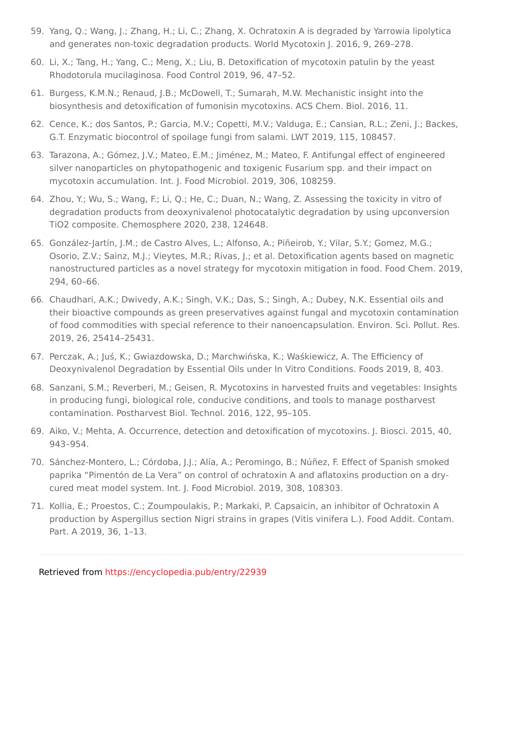59. Yang, Q.; Wang, J.; Zhang, H.; Li, C.; Zhang, X. Ochratoxin A is degraded by Yarrowia lipolytica and generates non-toxic degradation products. World Mycotoxin J. 2016, 9, 269–278.
60. Li, X.; Tang, H.; Yang, C.; Meng, X.; Liu, B. Detoxification of mycotoxin patulin by the yeast Rhodotorula mucilaginosa. Food Control 2019, 96, 47–52.
61. Burgess, K.M.N.; Renaud, J.B.; McDowell, T.; Sumarah, M.W. Mechanistic insight into the biosynthesis and detoxification of fumonisin mycotoxins. ACS Chem. Biol. 2016, 11.
62. Cence, K.; dos Santos, P.; Garcia, M.V.; Copetti, M.V.; Valduga, E.; Cansian, R.L.; Zeni, J.; Backes, G.T. Enzymatic biocontrol of spoilage fungi from salami. LWT 2019, 115, 108457.
63. Tarazona, A.; Gómez, J.V.; Mateo, E.M.; Jiménez, M.; Mateo, F. Antifungal effect of engineered silver nanoparticles on phytopathogenic and toxigenic Fusarium spp. and their impact on mycotoxin accumulation. Int. J. Food Microbiol. 2019, 306, 108259.
64. Zhou, Y.; Wu, S.; Wang, F.; Li, Q.; He, C.; Duan, N.; Wang, Z. Assessing the toxicity in vitro of degradation products from deoxynivalenol photocatalytic degradation by using upconversion TiO2 composite. Chemosphere 2020, 238, 124648.
65. González-Jartín, J.M.; de Castro Alves, L.; Alfonso, A.; Piñeirob, Y.; Vilar, S.Y.; Gomez, M.G.; Osorio, Z.V.; Sainz, M.J.; Vieytes, M.R.; Rivas, J.; et al. Detoxification agents based on magnetic nanostructured particles as a novel strategy for mycotoxin mitigation in food. Food Chem. 2019, 294, 60–66.
66. Chaudhari, A.K.; Dwivedy, A.K.; Singh, V.K.; Das, S.; Singh, A.; Dubey, N.K. Essential oils and their bioactive compounds as green preservatives against fungal and mycotoxin contamination of food commodities with special reference to their nanoencapsulation. Environ. Sci. Pollut. Res. 2019, 26, 25414–25431.
67. Perczak, A.; Juś, K.; Gwiazdowska, D.; Marchwińska, K.; Waśkiewicz, A. The Efficiency of Deoxynivalenol Degradation by Essential Oils under In Vitro Conditions. Foods 2019, 8, 403.
68. Sanzani, S.M.; Reverberi, M.; Geisen, R. Mycotoxins in harvested fruits and vegetables: Insights in producing fungi, biological role, conducive conditions, and tools to manage postharvest contamination. Postharvest Biol. Technol. 2016, 122, 95–105.
69. Aiko, V.; Mehta, A. Occurrence, detection and detoxification of mycotoxins. J. Biosci. 2015, 40, 943–954.
70. Sánchez-Montero, L.; Córdoba, J.J.; Alía, A.; Peromingo, B.; Núñez, F. Effect of Spanish smoked paprika "Pimentón de La Vera" on control of ochratoxin A and aflatoxins production on a dry-cured meat model system. Int. J. Food Microbiol. 2019, 308, 108303.
71. Kollia, E.; Proestos, C.; Zoumpoulakis, P.; Markaki, P. Capsaicin, an inhibitor of Ochratoxin A production by Aspergillus section Nigri strains in grapes (Vitis vinifera L.). Food Addit. Contam. Part. A 2019, 36, 1–13.

Retrieved from https://encyclopedia.pub/entry/22939